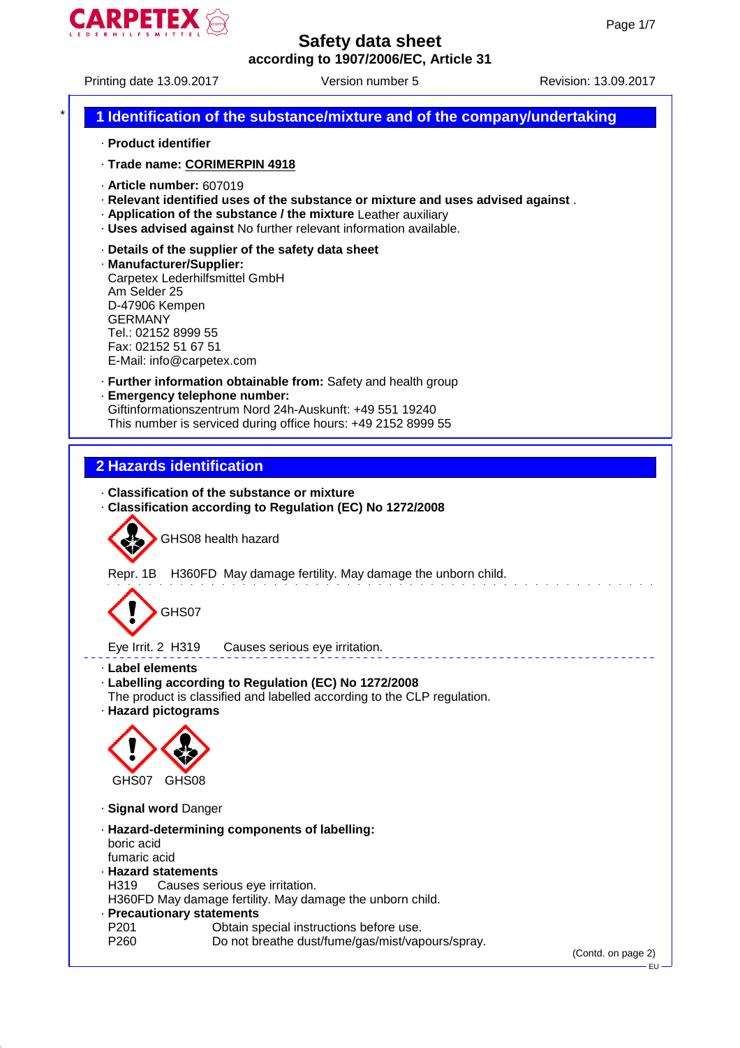# Safety data sheet

**according to 1907/2006/EC, Article 31**

Printing date 13.09.2017 | Version number 5 | Revision: 13.09.2017

## 1 Identification of the substance/mixture and of the company/undertaking

· **Product identifier**

· **Trade name: CORIMERPIN 4918**

· **Article number:** 607019

· **Relevant identified uses of the substance or mixture and uses advised against** .

· **Application of the substance / the mixture** Leather auxiliary

· **Uses advised against** No further relevant information available.

· **Details of the supplier of the safety data sheet**

· **Manufacturer/Supplier:**
Carpetex Lederhilfsmittel GmbH
Am Selder 25
D-47906 Kempen
GERMANY
Tel.: 02152 8999 55
Fax: 02152 51 67 51
E-Mail: info@carpetex.com

· **Further information obtainable from:** Safety and health group

· **Emergency telephone number:**
Giftinformationszentrum Nord 24h-Auskunft: +49 551 19240
This number is serviced during office hours: +49 2152 8999 55

## 2 Hazards identification

· **Classification of the substance or mixture**

· **Classification according to Regulation (EC) No 1272/2008**

GHS08 health hazard

Repr. 1B H360FD May damage fertility. May damage the unborn child.

GHS07

Eye Irrit. 2 H319 Causes serious eye irritation.

· **Label elements**

· **Labelling according to Regulation (EC) No 1272/2008**
The product is classified and labelled according to the CLP regulation.

· **Hazard pictograms**

GHS07 GHS08

· **Signal word** Danger

· **Hazard-determining components of labelling:**
boric acid
fumaric acid

· **Hazard statements**
H319 Causes serious eye irritation.
H360FD May damage fertility. May damage the unborn child.

· **Precautionary statements**
P201 Obtain special instructions before use.
P260 Do not breathe dust/fume/gas/mist/vapours/spray.

(Contd. on page 2)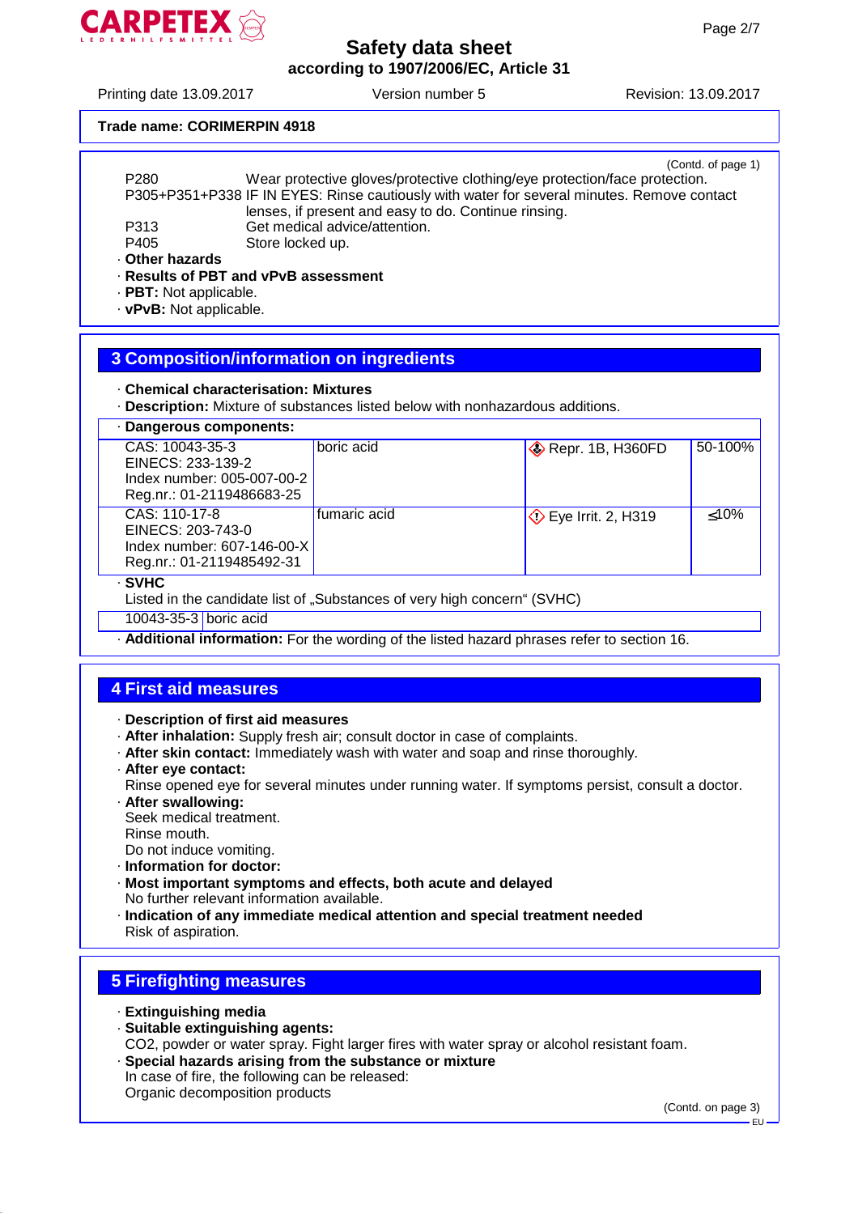Trade name: CORIMERPIN 4918

(Contd. of page 1)

P280 Wear protective gloves/protective clothing/eye protection/face protection.
P305+P351+P338 IF IN EYES: Rinse cautiously with water for several minutes. Remove contact lenses, if present and easy to do. Continue rinsing.
P313 Get medical advice/attention.
P405 Store locked up.

· **Other hazards**
· **Results of PBT and vPvB assessment**
· **PBT:** Not applicable.
· **vPvB:** Not applicable.

## 3 Composition/information on ingredients

· **Chemical characterisation: Mixtures**
· **Description:** Mixture of substances listed below with nonhazardous additions.

· **Dangerous components:**

| Identifiers | Name | Classification | Concentration |
|---|---|---|---|
| CAS: 10043-35-3<br>EINECS: 233-139-2<br>Index number: 005-007-00-2<br>Reg.nr.: 01-2119486683-25 | boric acid | Repr. 1B, H360FD | 50-100% |
| CAS: 110-17-8<br>EINECS: 203-743-0<br>Index number: 607-146-00-X<br>Reg.nr.: 01-2119485492-31 | fumaric acid | Eye Irrit. 2, H319 | ≤10% |

· **SVHC**
Listed in the candidate list of „Substances of very high concern“ (SVHC)

| CAS | Name |
|---|---|
| 10043-35-3 | boric acid |

· **Additional information:** For the wording of the listed hazard phrases refer to section 16.

## 4 First aid measures

· **Description of first aid measures**
· **After inhalation:** Supply fresh air; consult doctor in case of complaints.
· **After skin contact:** Immediately wash with water and soap and rinse thoroughly.
· **After eye contact:**
Rinse opened eye for several minutes under running water. If symptoms persist, consult a doctor.
· **After swallowing:**
Seek medical treatment.
Rinse mouth.
Do not induce vomiting.
· **Information for doctor:**
· **Most important symptoms and effects, both acute and delayed**
No further relevant information available.
· **Indication of any immediate medical attention and special treatment needed**
Risk of aspiration.

## 5 Firefighting measures

· **Extinguishing media**
· **Suitable extinguishing agents:**
$CO_2$, powder or water spray. Fight larger fires with water spray or alcohol resistant foam.
· **Special hazards arising from the substance or mixture**
In case of fire, the following can be released:
Organic decomposition products

(Contd. on page 3)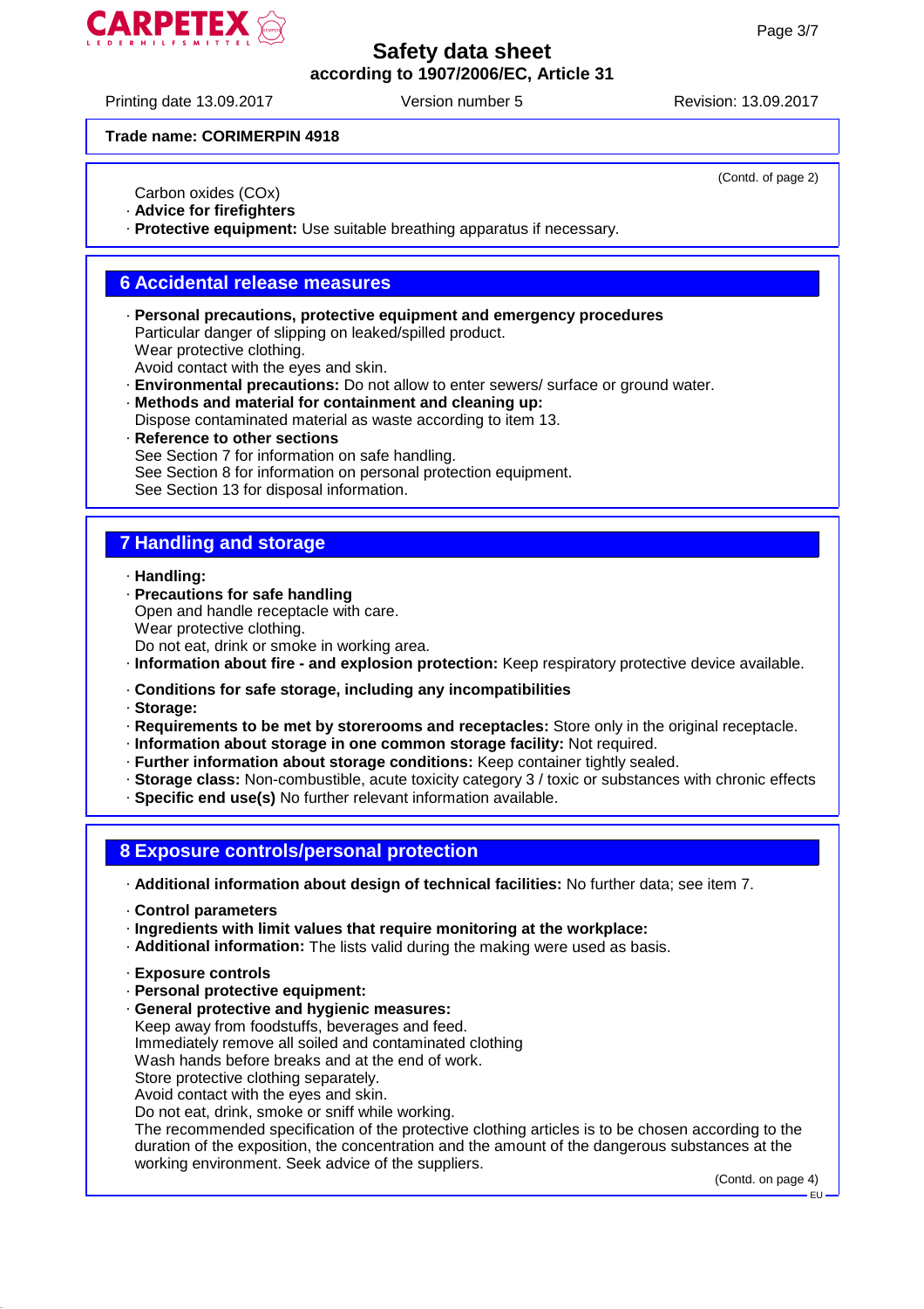Trade name: CORIMERPIN 4918

(Contd. of page 2)

Carbon oxides (COx)

· **Advice for firefighters**
· **Protective equipment:** Use suitable breathing apparatus if necessary.

## 6 Accidental release measures

· **Personal precautions, protective equipment and emergency procedures**
Particular danger of slipping on leaked/spilled product.
Wear protective clothing.
Avoid contact with the eyes and skin.
· **Environmental precautions:** Do not allow to enter sewers/ surface or ground water.
· **Methods and material for containment and cleaning up:**
Dispose contaminated material as waste according to item 13.
· **Reference to other sections**
See Section 7 for information on safe handling.
See Section 8 for information on personal protection equipment.
See Section 13 for disposal information.

## 7 Handling and storage

· **Handling:**
· **Precautions for safe handling**
Open and handle receptacle with care.
Wear protective clothing.
Do not eat, drink or smoke in working area.
· **Information about fire - and explosion protection:** Keep respiratory protective device available.

· **Conditions for safe storage, including any incompatibilities**
· **Storage:**
· **Requirements to be met by storerooms and receptacles:** Store only in the original receptacle.
· **Information about storage in one common storage facility:** Not required.
· **Further information about storage conditions:** Keep container tightly sealed.
· **Storage class:** Non-combustible, acute toxicity category 3 / toxic or substances with chronic effects
· **Specific end use(s)** No further relevant information available.

## 8 Exposure controls/personal protection

· **Additional information about design of technical facilities:** No further data; see item 7.

· **Control parameters**
· **Ingredients with limit values that require monitoring at the workplace:**
· **Additional information:** The lists valid during the making were used as basis.

· **Exposure controls**
· **Personal protective equipment:**
· **General protective and hygienic measures:**
Keep away from foodstuffs, beverages and feed.
Immediately remove all soiled and contaminated clothing
Wash hands before breaks and at the end of work.
Store protective clothing separately.
Avoid contact with the eyes and skin.
Do not eat, drink, smoke or sniff while working.
The recommended specification of the protective clothing articles is to be chosen according to the duration of the exposition, the concentration and the amount of the dangerous substances at the working environment. Seek advice of the suppliers.

(Contd. on page 4)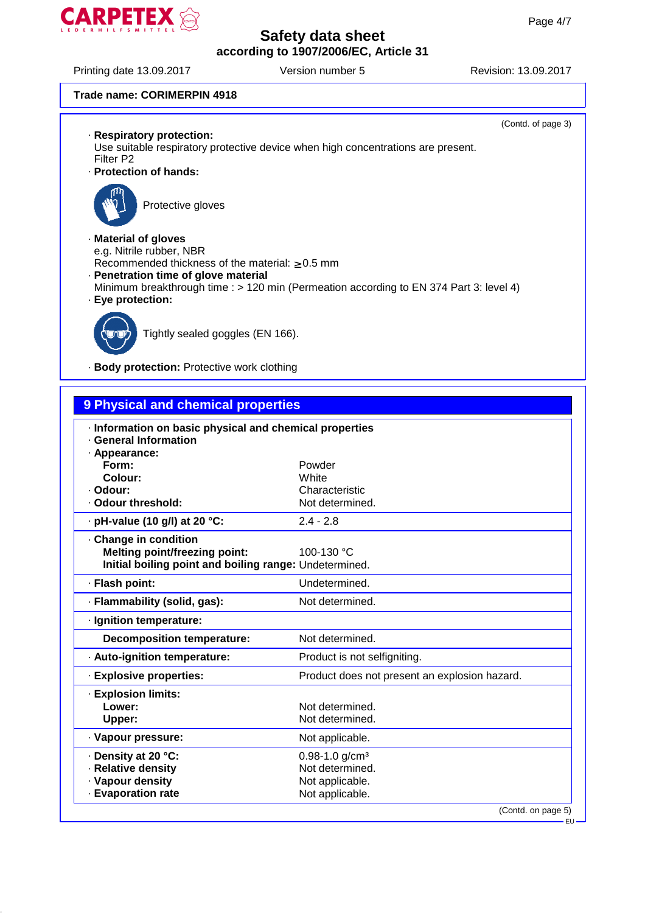Trade name: **CORIMERPIN 4918**

(Contd. of page 3)

· **Respiratory protection:**
Use suitable respiratory protective device when high concentrations are present.
Filter P2

· **Protection of hands:**

Protective gloves

· **Material of gloves**
e.g. Nitrile rubber, NBR
Recommended thickness of the material: ≥ 0.5 mm

· **Penetration time of glove material**
Minimum breakthrough time : > 120 min (Permeation according to EN 374 Part 3: level 4)

· **Eye protection:**

Tightly sealed goggles (EN 166).

· **Body protection:** Protective work clothing

## 9 Physical and chemical properties

| | |
|---|---|
| · **Information on basic physical and chemical properties** | |
| · **General Information** | |
| · **Appearance:** | |
| **Form:** | Powder |
| **Colour:** | White |
| · **Odour:** | Characteristic |
| · **Odour threshold:** | Not determined. |
| · **pH-value (10 g/l) at 20 °C:** | 2.4 - 2.8 |
| · **Change in condition** | |
| **Melting point/freezing point:** | 100-130 °C |
| **Initial boiling point and boiling range:** | Undetermined. |
| · **Flash point:** | Undetermined. |
| · **Flammability (solid, gas):** | Not determined. |
| · **Ignition temperature:** | |
| **Decomposition temperature:** | Not determined. |
| · **Auto-ignition temperature:** | Product is not selfigniting. |
| · **Explosive properties:** | Product does not present an explosion hazard. |
| · **Explosion limits:** | |
| **Lower:** | Not determined. |
| **Upper:** | Not determined. |
| · **Vapour pressure:** | Not applicable. |
| · **Density at 20 °C:** | 0.98-1.0 g/cm³ |
| · **Relative density** | Not determined. |
| · **Vapour density** | Not applicable. |
| · **Evaporation rate** | Not applicable. |

(Contd. on page 5)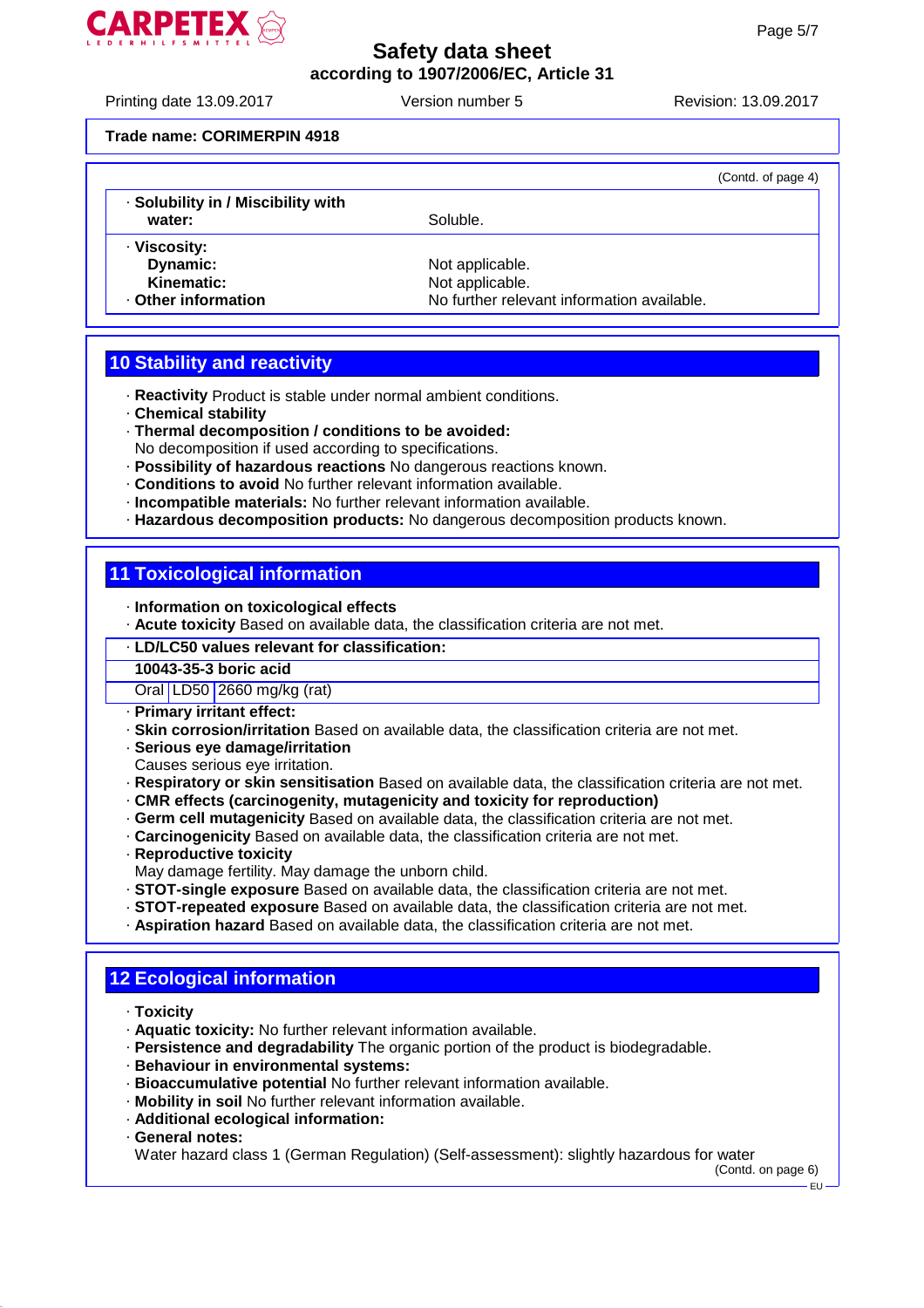**Trade name: CORIMERPIN 4918**

(Contd. of page 4)

| | |
|---|---|
| · **Solubility in / Miscibility with water:** | Soluble. |
| · **Viscosity:** | |
| **Dynamic:** | Not applicable. |
| **Kinematic:** | Not applicable. |
| · **Other information** | No further relevant information available. |

## 10 Stability and reactivity

- · **Reactivity** Product is stable under normal ambient conditions.
- · **Chemical stability**
- · **Thermal decomposition / conditions to be avoided:**
  No decomposition if used according to specifications.
- · **Possibility of hazardous reactions** No dangerous reactions known.
- · **Conditions to avoid** No further relevant information available.
- · **Incompatible materials:** No further relevant information available.
- · **Hazardous decomposition products:** No dangerous decomposition products known.

## 11 Toxicological information

- · **Information on toxicological effects**
- · **Acute toxicity** Based on available data, the classification criteria are not met.

| · **LD/LC50 values relevant for classification:** | | |
|---|---|---|
| **10043-35-3 boric acid** | | |
| Oral | LD50 | 2660 mg/kg (rat) |

- · **Primary irritant effect:**
- · **Skin corrosion/irritation** Based on available data, the classification criteria are not met.
- · **Serious eye damage/irritation**
  Causes serious eye irritation.
- · **Respiratory or skin sensitisation** Based on available data, the classification criteria are not met.
- · **CMR effects (carcinogenity, mutagenicity and toxicity for reproduction)**
- · **Germ cell mutagenicity** Based on available data, the classification criteria are not met.
- · **Carcinogenicity** Based on available data, the classification criteria are not met.
- · **Reproductive toxicity**
  May damage fertility. May damage the unborn child.
- · **STOT-single exposure** Based on available data, the classification criteria are not met.
- · **STOT-repeated exposure** Based on available data, the classification criteria are not met.
- · **Aspiration hazard** Based on available data, the classification criteria are not met.

## 12 Ecological information

- · **Toxicity**
- · **Aquatic toxicity:** No further relevant information available.
- · **Persistence and degradability** The organic portion of the product is biodegradable.
- · **Behaviour in environmental systems:**
- · **Bioaccumulative potential** No further relevant information available.
- · **Mobility in soil** No further relevant information available.
- · **Additional ecological information:**
- · **General notes:**
  Water hazard class 1 (German Regulation) (Self-assessment): slightly hazardous for water

(Contd. on page 6)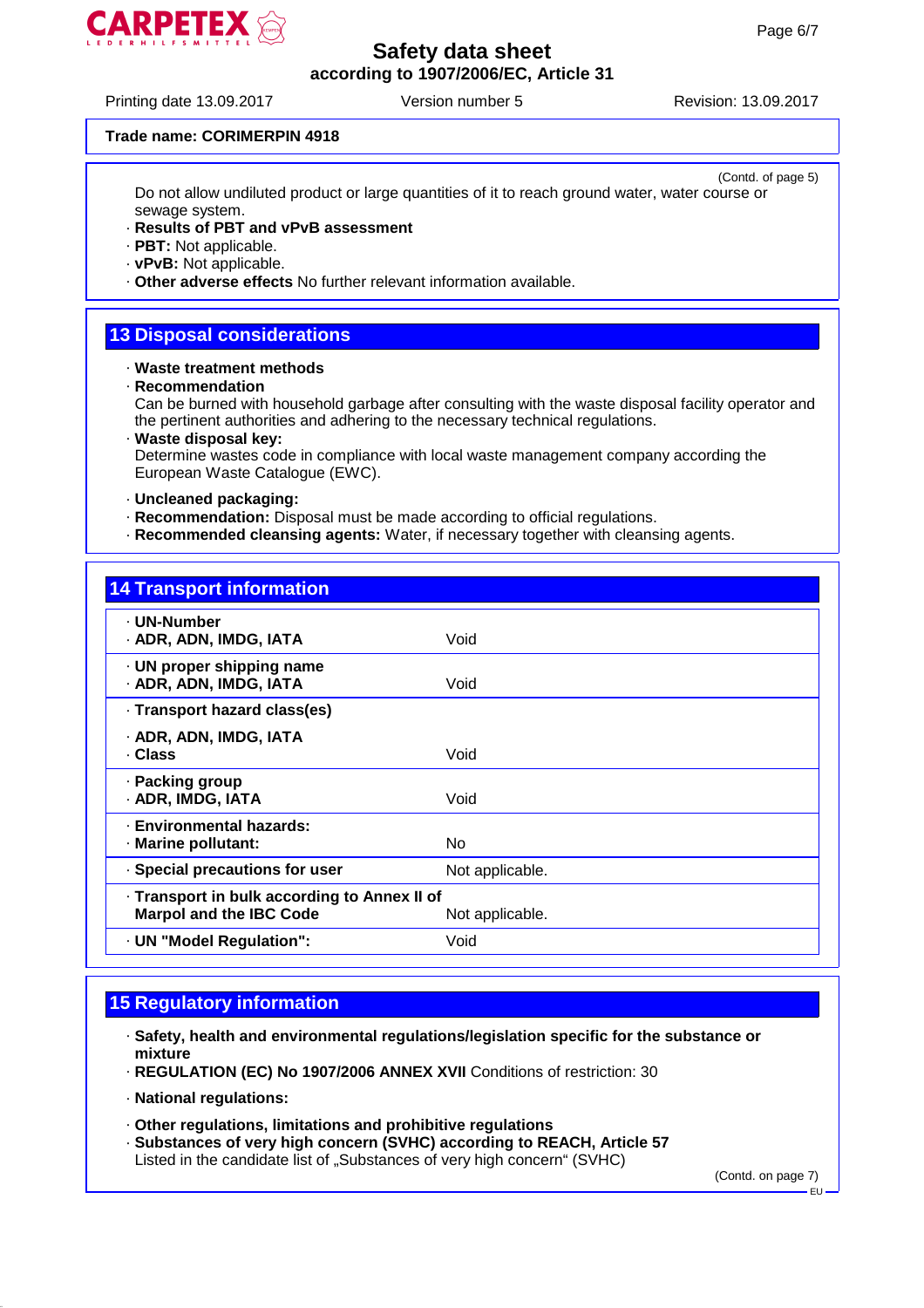Trade name: CORIMERPIN 4918

(Contd. of page 5)

Do not allow undiluted product or large quantities of it to reach ground water, water course or sewage system.

· **Results of PBT and vPvB assessment**
· **PBT:** Not applicable.
· **vPvB:** Not applicable.
· **Other adverse effects** No further relevant information available.

## 13 Disposal considerations

· **Waste treatment methods**
· **Recommendation**
Can be burned with household garbage after consulting with the waste disposal facility operator and the pertinent authorities and adhering to the necessary technical regulations.
· **Waste disposal key:**
Determine wastes code in compliance with local waste management company according the European Waste Catalogue (EWC).

· **Uncleaned packaging:**
· **Recommendation:** Disposal must be made according to official regulations.
· **Recommended cleansing agents:** Water, if necessary together with cleansing agents.

## 14 Transport information

| | |
|---|---|
| · **UN-Number**<br>· **ADR, ADN, IMDG, IATA** | Void |
| · **UN proper shipping name**<br>· **ADR, ADN, IMDG, IATA** | Void |
| · **Transport hazard class(es)**<br><br>· **ADR, ADN, IMDG, IATA**<br>· **Class** | Void |
| · **Packing group**<br>· **ADR, IMDG, IATA** | Void |
| · **Environmental hazards:**<br>· **Marine pollutant:** | No |
| · **Special precautions for user** | Not applicable. |
| · **Transport in bulk according to Annex II of Marpol and the IBC Code** | Not applicable. |
| · **UN "Model Regulation":** | Void |

## 15 Regulatory information

· **Safety, health and environmental regulations/legislation specific for the substance or mixture**
· **REGULATION (EC) No 1907/2006 ANNEX XVII** Conditions of restriction: 30

· **National regulations:**

· **Other regulations, limitations and prohibitive regulations**
· **Substances of very high concern (SVHC) according to REACH, Article 57**
Listed in the candidate list of „Substances of very high concern" (SVHC)

(Contd. on page 7)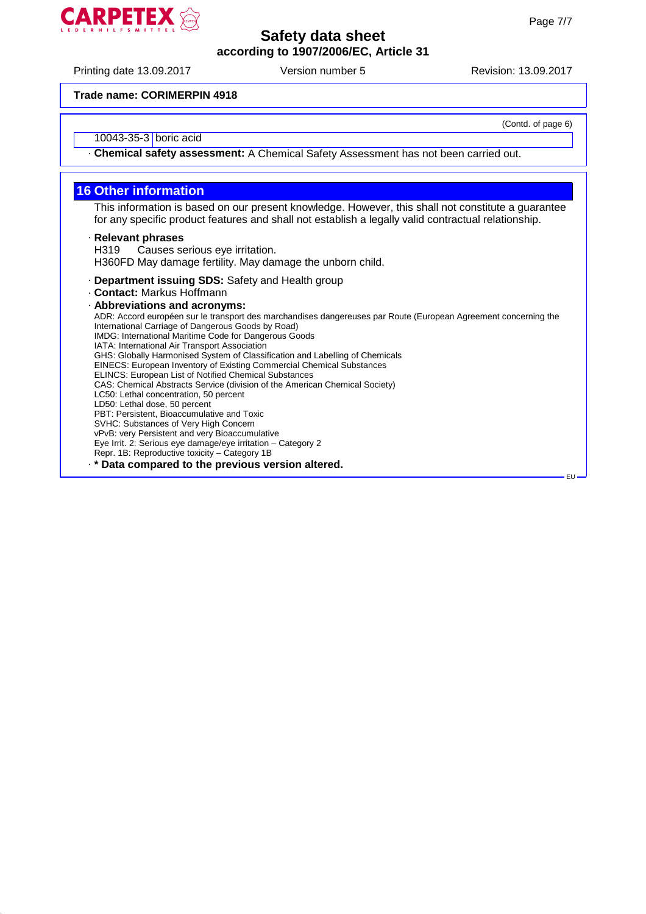(Contd. of page 6)

| | |
|---|---|
| 10043-35-3 | boric acid |

· **Chemical safety assessment:** A Chemical Safety Assessment has not been carried out.

## 16 Other information

This information is based on our present knowledge. However, this shall not constitute a guarantee for any specific product features and shall not establish a legally valid contractual relationship.

· **Relevant phrases**
H319 Causes serious eye irritation.
H360FD May damage fertility. May damage the unborn child.

· **Department issuing SDS:** Safety and Health group
· **Contact:** Markus Hoffmann
· **Abbreviations and acronyms:**
ADR: Accord européen sur le transport des marchandises dangereuses par Route (European Agreement concerning the International Carriage of Dangerous Goods by Road)
IMDG: International Maritime Code for Dangerous Goods
IATA: International Air Transport Association
GHS: Globally Harmonised System of Classification and Labelling of Chemicals
EINECS: European Inventory of Existing Commercial Chemical Substances
ELINCS: European List of Notified Chemical Substances
CAS: Chemical Abstracts Service (division of the American Chemical Society)
LC50: Lethal concentration, 50 percent
LD50: Lethal dose, 50 percent
PBT: Persistent, Bioaccumulative and Toxic
SVHC: Substances of Very High Concern
vPvB: very Persistent and very Bioaccumulative
Eye Irrit. 2: Serious eye damage/eye irritation – Category 2
Repr. 1B: Reproductive toxicity – Category 1B

· **\* Data compared to the previous version altered.**